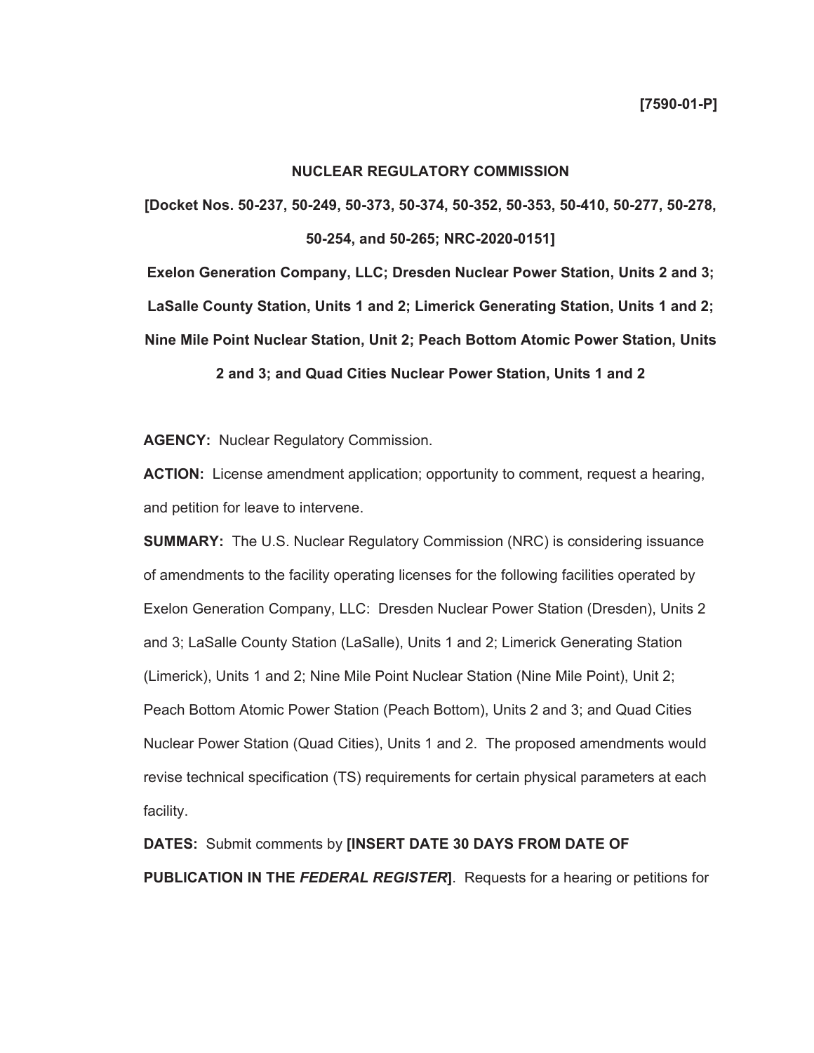**[7590-01-P]**

**NUCLEAR REGULATORY COMMISSION**

**[Docket Nos. 50-237, 50-249, 50-373, 50-374, 50-352, 50-353, 50-410, 50-277, 50-278, 50-254, and 50-265; NRC-2020-0151]**

**Exelon Generation Company, LLC; Dresden Nuclear Power Station, Units 2 and 3; LaSalle County Station, Units 1 and 2; Limerick Generating Station, Units 1 and 2; Nine Mile Point Nuclear Station, Unit 2; Peach Bottom Atomic Power Station, Units 2 and 3; and Quad Cities Nuclear Power Station, Units 1 and 2**

**AGENCY:** Nuclear Regulatory Commission.

**ACTION:** License amendment application; opportunity to comment, request a hearing, and petition for leave to intervene.

**SUMMARY:** The U.S. Nuclear Regulatory Commission (NRC) is considering issuance of amendments to the facility operating licenses for the following facilities operated by Exelon Generation Company, LLC: Dresden Nuclear Power Station (Dresden), Units 2 and 3; LaSalle County Station (LaSalle), Units 1 and 2; Limerick Generating Station (Limerick), Units 1 and 2; Nine Mile Point Nuclear Station (Nine Mile Point), Unit 2; Peach Bottom Atomic Power Station (Peach Bottom), Units 2 and 3; and Quad Cities Nuclear Power Station (Quad Cities), Units 1 and 2. The proposed amendments would revise technical specification (TS) requirements for certain physical parameters at each facility.

**DATES:** Submit comments by **[INSERT DATE 30 DAYS FROM DATE OF PUBLICATION IN THE *FEDERAL REGISTER*]**. Requests for a hearing or petitions for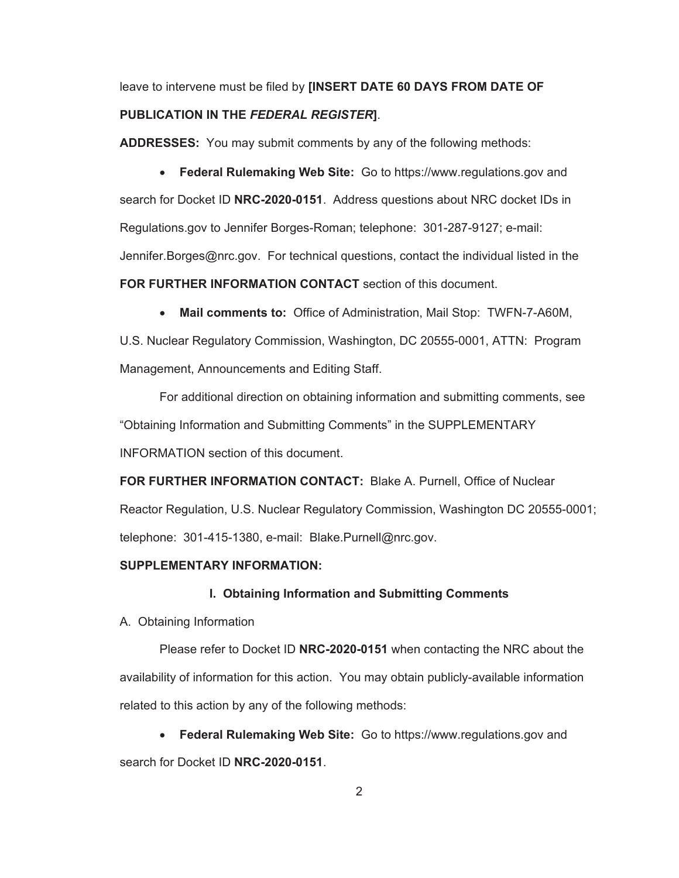leave to intervene must be filed by **[INSERT DATE 60 DAYS FROM DATE OF PUBLICATION IN THE *FEDERAL REGISTER*]**.

**ADDRESSES:** You may submit comments by any of the following methods:

- **Federal Rulemaking Web Site:** Go to https://www.regulations.gov and search for Docket ID **NRC-2020-0151**. Address questions about NRC docket IDs in Regulations.gov to Jennifer Borges-Roman; telephone: 301-287-9127; e-mail: Jennifer.Borges@nrc.gov. For technical questions, contact the individual listed in the **FOR FURTHER INFORMATION CONTACT** section of this document.

- **Mail comments to:** Office of Administration, Mail Stop: TWFN-7-A60M, U.S. Nuclear Regulatory Commission, Washington, DC 20555-0001, ATTN: Program Management, Announcements and Editing Staff.

For additional direction on obtaining information and submitting comments, see "Obtaining Information and Submitting Comments" in the SUPPLEMENTARY INFORMATION section of this document.

**FOR FURTHER INFORMATION CONTACT:** Blake A. Purnell, Office of Nuclear Reactor Regulation, U.S. Nuclear Regulatory Commission, Washington DC 20555-0001; telephone: 301-415-1380, e-mail: Blake.Purnell@nrc.gov.

**SUPPLEMENTARY INFORMATION:**

## I. Obtaining Information and Submitting Comments

A. Obtaining Information

Please refer to Docket ID **NRC-2020-0151** when contacting the NRC about the availability of information for this action. You may obtain publicly-available information related to this action by any of the following methods:

- **Federal Rulemaking Web Site:** Go to https://www.regulations.gov and search for Docket ID **NRC-2020-0151**.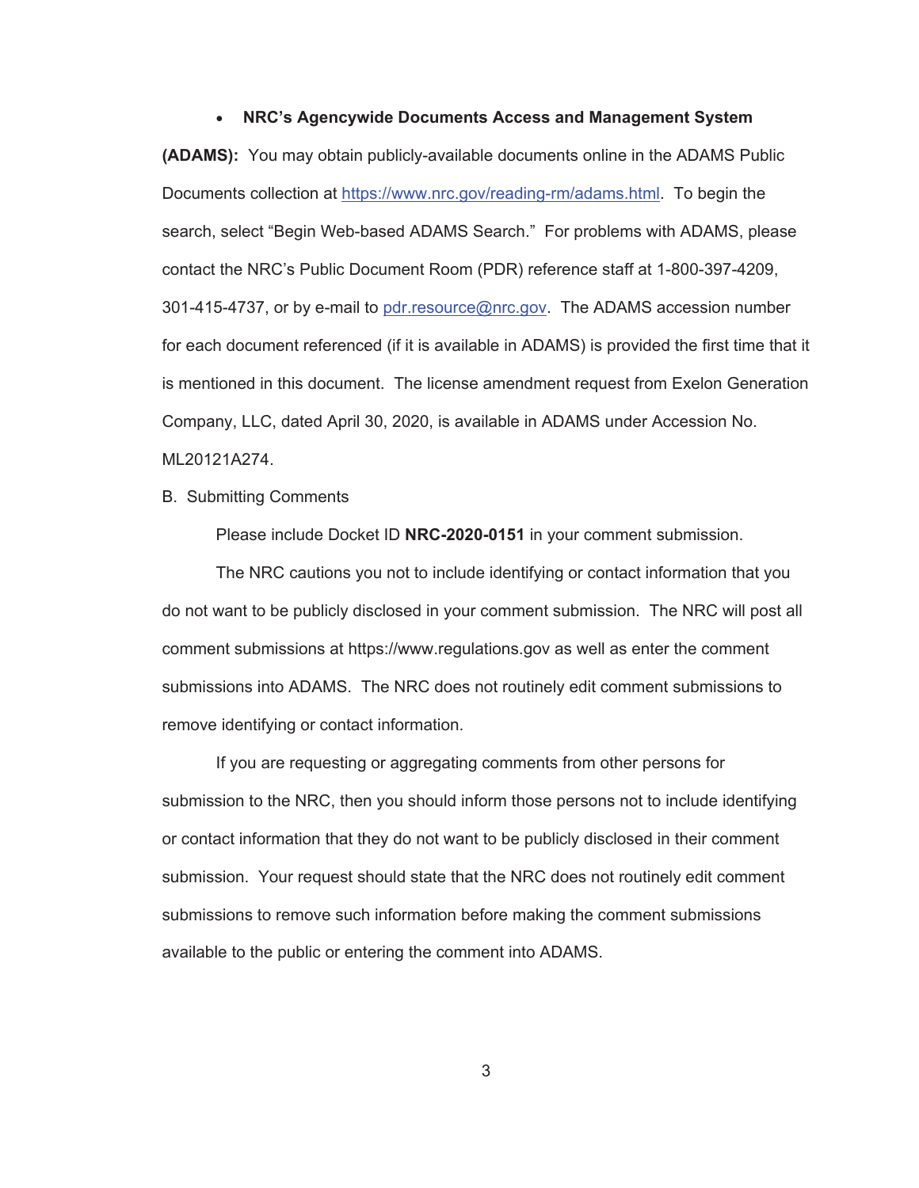- **NRC's Agencywide Documents Access and Management System (ADAMS):** You may obtain publicly-available documents online in the ADAMS Public Documents collection at https://www.nrc.gov/reading-rm/adams.html. To begin the search, select "Begin Web-based ADAMS Search." For problems with ADAMS, please contact the NRC's Public Document Room (PDR) reference staff at 1-800-397-4209, 301-415-4737, or by e-mail to pdr.resource@nrc.gov. The ADAMS accession number for each document referenced (if it is available in ADAMS) is provided the first time that it is mentioned in this document. The license amendment request from Exelon Generation Company, LLC, dated April 30, 2020, is available in ADAMS under Accession No. ML20121A274.

B. Submitting Comments

Please include Docket ID **NRC-2020-0151** in your comment submission.

The NRC cautions you not to include identifying or contact information that you do not want to be publicly disclosed in your comment submission. The NRC will post all comment submissions at https://www.regulations.gov as well as enter the comment submissions into ADAMS. The NRC does not routinely edit comment submissions to remove identifying or contact information.

If you are requesting or aggregating comments from other persons for submission to the NRC, then you should inform those persons not to include identifying or contact information that they do not want to be publicly disclosed in their comment submission. Your request should state that the NRC does not routinely edit comment submissions to remove such information before making the comment submissions available to the public or entering the comment into ADAMS.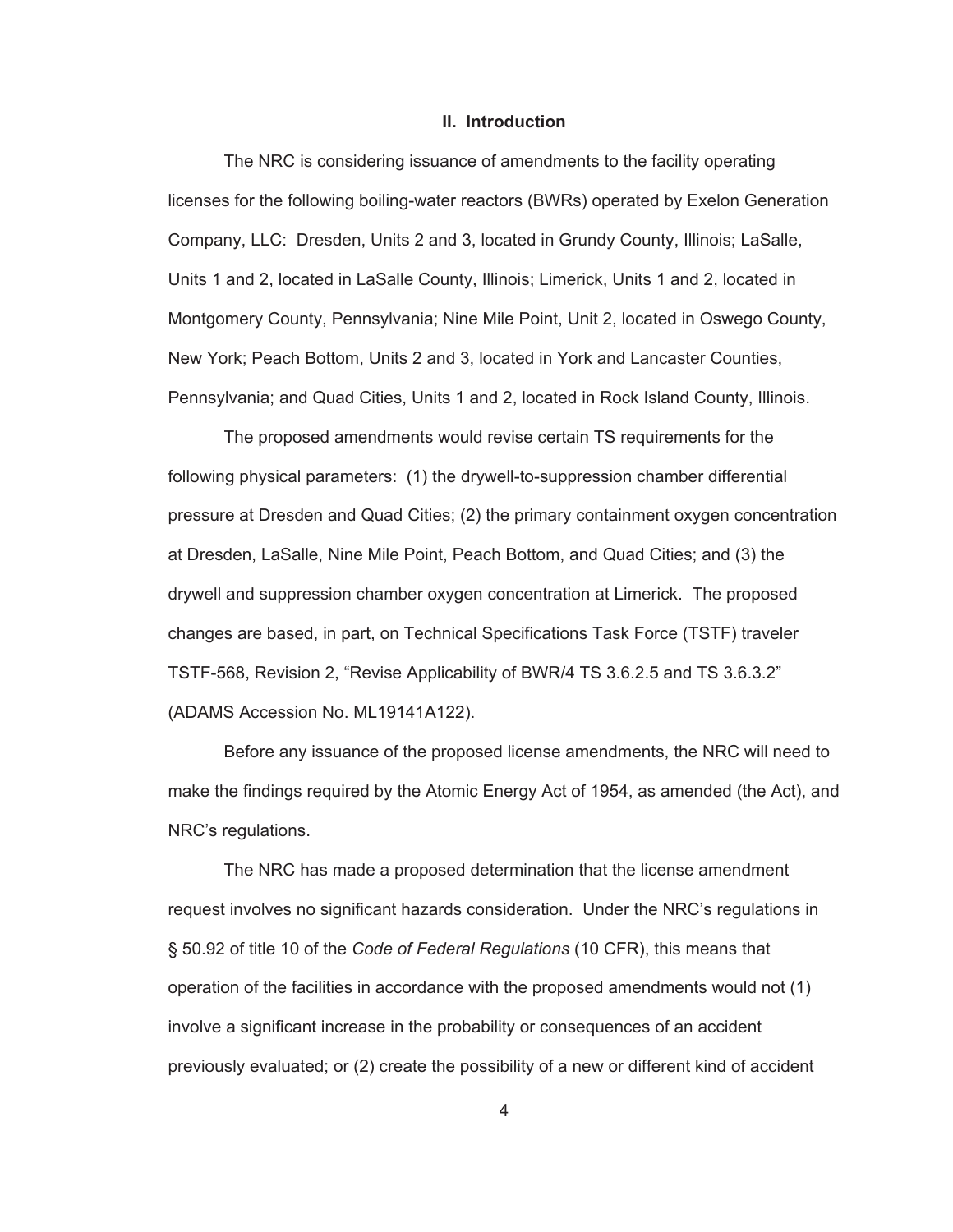## II. Introduction

The NRC is considering issuance of amendments to the facility operating licenses for the following boiling-water reactors (BWRs) operated by Exelon Generation Company, LLC: Dresden, Units 2 and 3, located in Grundy County, Illinois; LaSalle, Units 1 and 2, located in LaSalle County, Illinois; Limerick, Units 1 and 2, located in Montgomery County, Pennsylvania; Nine Mile Point, Unit 2, located in Oswego County, New York; Peach Bottom, Units 2 and 3, located in York and Lancaster Counties, Pennsylvania; and Quad Cities, Units 1 and 2, located in Rock Island County, Illinois.

The proposed amendments would revise certain TS requirements for the following physical parameters: (1) the drywell-to-suppression chamber differential pressure at Dresden and Quad Cities; (2) the primary containment oxygen concentration at Dresden, LaSalle, Nine Mile Point, Peach Bottom, and Quad Cities; and (3) the drywell and suppression chamber oxygen concentration at Limerick. The proposed changes are based, in part, on Technical Specifications Task Force (TSTF) traveler TSTF-568, Revision 2, "Revise Applicability of BWR/4 TS 3.6.2.5 and TS 3.6.3.2" (ADAMS Accession No. ML19141A122).

Before any issuance of the proposed license amendments, the NRC will need to make the findings required by the Atomic Energy Act of 1954, as amended (the Act), and NRC's regulations.

The NRC has made a proposed determination that the license amendment request involves no significant hazards consideration. Under the NRC's regulations in § 50.92 of title 10 of the *Code of Federal Regulations* (10 CFR), this means that operation of the facilities in accordance with the proposed amendments would not (1) involve a significant increase in the probability or consequences of an accident previously evaluated; or (2) create the possibility of a new or different kind of accident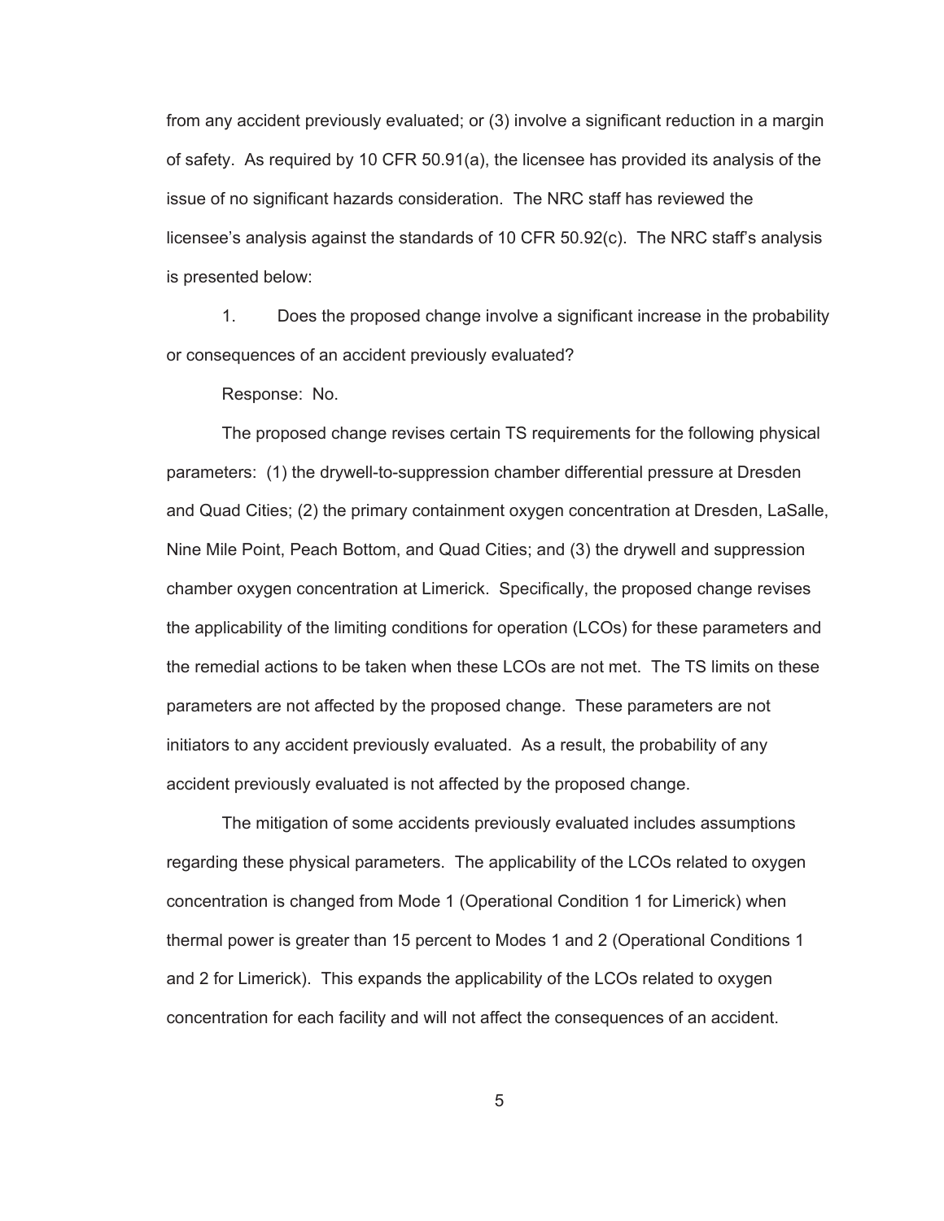from any accident previously evaluated; or (3) involve a significant reduction in a margin of safety. As required by 10 CFR 50.91(a), the licensee has provided its analysis of the issue of no significant hazards consideration. The NRC staff has reviewed the licensee's analysis against the standards of 10 CFR 50.92(c). The NRC staff's analysis is presented below:

1. Does the proposed change involve a significant increase in the probability or consequences of an accident previously evaluated?

Response: No.

The proposed change revises certain TS requirements for the following physical parameters: (1) the drywell-to-suppression chamber differential pressure at Dresden and Quad Cities; (2) the primary containment oxygen concentration at Dresden, LaSalle, Nine Mile Point, Peach Bottom, and Quad Cities; and (3) the drywell and suppression chamber oxygen concentration at Limerick. Specifically, the proposed change revises the applicability of the limiting conditions for operation (LCOs) for these parameters and the remedial actions to be taken when these LCOs are not met. The TS limits on these parameters are not affected by the proposed change. These parameters are not initiators to any accident previously evaluated. As a result, the probability of any accident previously evaluated is not affected by the proposed change.

The mitigation of some accidents previously evaluated includes assumptions regarding these physical parameters. The applicability of the LCOs related to oxygen concentration is changed from Mode 1 (Operational Condition 1 for Limerick) when thermal power is greater than 15 percent to Modes 1 and 2 (Operational Conditions 1 and 2 for Limerick). This expands the applicability of the LCOs related to oxygen concentration for each facility and will not affect the consequences of an accident.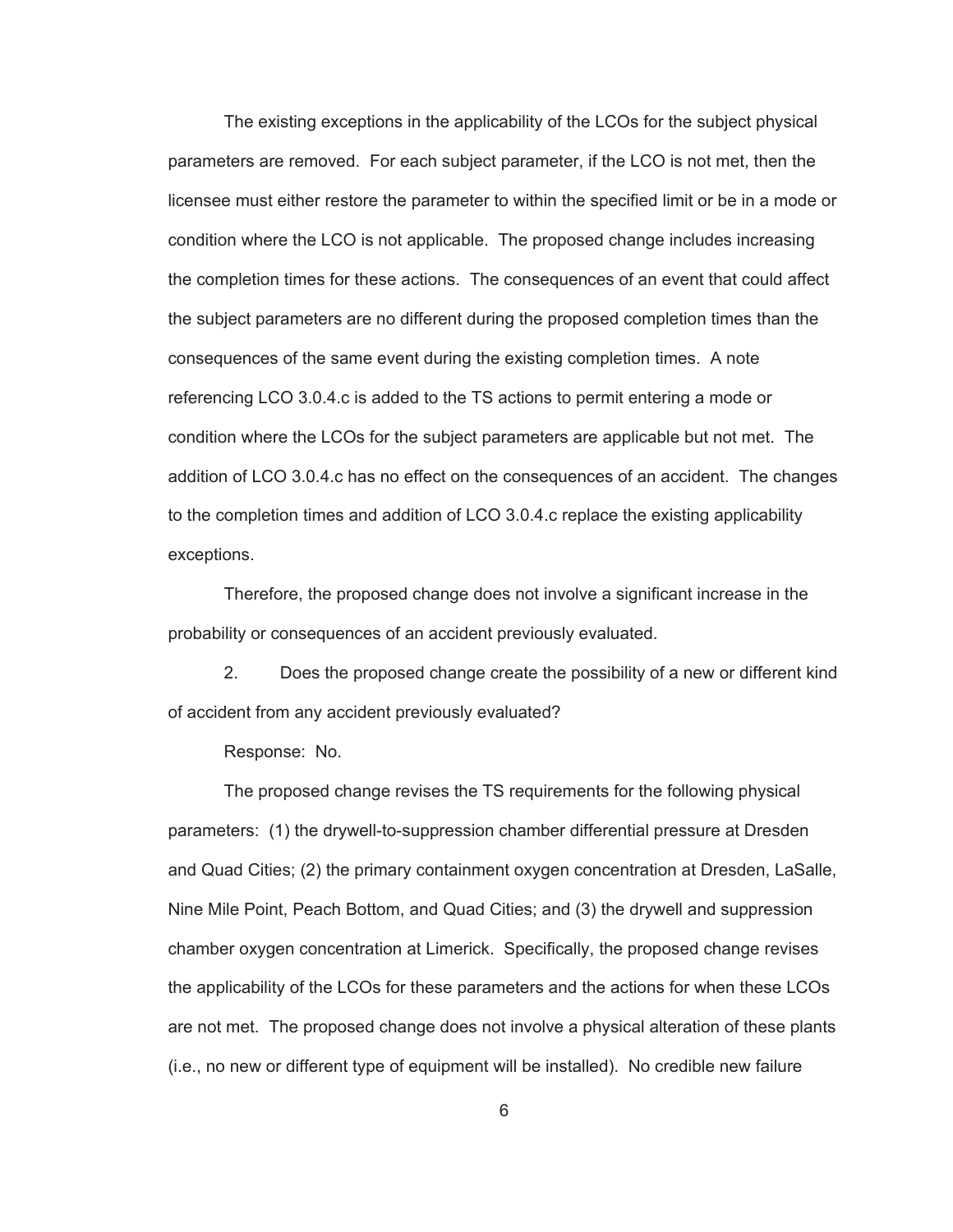The existing exceptions in the applicability of the LCOs for the subject physical parameters are removed. For each subject parameter, if the LCO is not met, then the licensee must either restore the parameter to within the specified limit or be in a mode or condition where the LCO is not applicable. The proposed change includes increasing the completion times for these actions. The consequences of an event that could affect the subject parameters are no different during the proposed completion times than the consequences of the same event during the existing completion times. A note referencing LCO 3.0.4.c is added to the TS actions to permit entering a mode or condition where the LCOs for the subject parameters are applicable but not met. The addition of LCO 3.0.4.c has no effect on the consequences of an accident. The changes to the completion times and addition of LCO 3.0.4.c replace the existing applicability exceptions.

Therefore, the proposed change does not involve a significant increase in the probability or consequences of an accident previously evaluated.

2. Does the proposed change create the possibility of a new or different kind of accident from any accident previously evaluated?

Response: No.

The proposed change revises the TS requirements for the following physical parameters: (1) the drywell-to-suppression chamber differential pressure at Dresden and Quad Cities; (2) the primary containment oxygen concentration at Dresden, LaSalle, Nine Mile Point, Peach Bottom, and Quad Cities; and (3) the drywell and suppression chamber oxygen concentration at Limerick. Specifically, the proposed change revises the applicability of the LCOs for these parameters and the actions for when these LCOs are not met. The proposed change does not involve a physical alteration of these plants (i.e., no new or different type of equipment will be installed). No credible new failure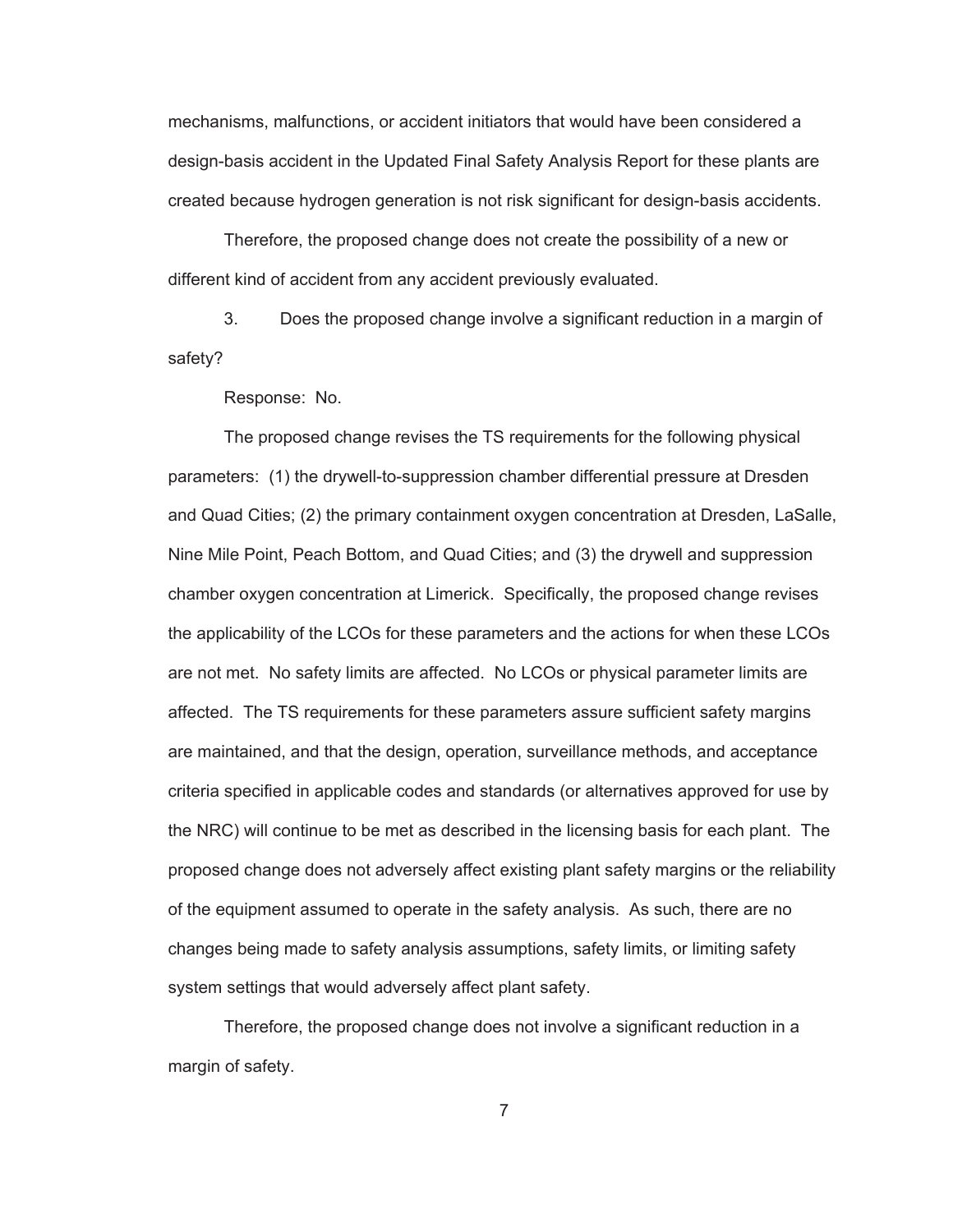mechanisms, malfunctions, or accident initiators that would have been considered a design-basis accident in the Updated Final Safety Analysis Report for these plants are created because hydrogen generation is not risk significant for design-basis accidents.

Therefore, the proposed change does not create the possibility of a new or different kind of accident from any accident previously evaluated.

3. Does the proposed change involve a significant reduction in a margin of safety?

Response: No.

The proposed change revises the TS requirements for the following physical parameters: (1) the drywell-to-suppression chamber differential pressure at Dresden and Quad Cities; (2) the primary containment oxygen concentration at Dresden, LaSalle, Nine Mile Point, Peach Bottom, and Quad Cities; and (3) the drywell and suppression chamber oxygen concentration at Limerick. Specifically, the proposed change revises the applicability of the LCOs for these parameters and the actions for when these LCOs are not met. No safety limits are affected. No LCOs or physical parameter limits are affected. The TS requirements for these parameters assure sufficient safety margins are maintained, and that the design, operation, surveillance methods, and acceptance criteria specified in applicable codes and standards (or alternatives approved for use by the NRC) will continue to be met as described in the licensing basis for each plant. The proposed change does not adversely affect existing plant safety margins or the reliability of the equipment assumed to operate in the safety analysis. As such, there are no changes being made to safety analysis assumptions, safety limits, or limiting safety system settings that would adversely affect plant safety.

Therefore, the proposed change does not involve a significant reduction in a margin of safety.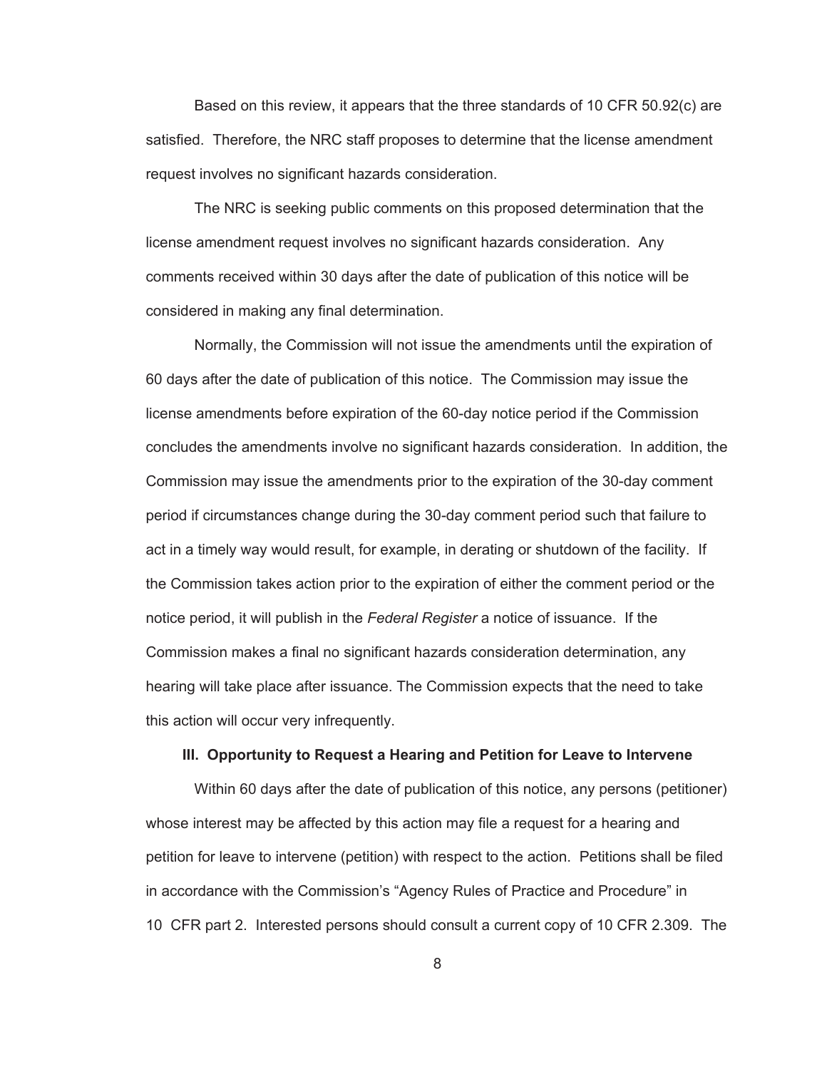Based on this review, it appears that the three standards of 10 CFR 50.92(c) are satisfied. Therefore, the NRC staff proposes to determine that the license amendment request involves no significant hazards consideration.

The NRC is seeking public comments on this proposed determination that the license amendment request involves no significant hazards consideration. Any comments received within 30 days after the date of publication of this notice will be considered in making any final determination.

Normally, the Commission will not issue the amendments until the expiration of 60 days after the date of publication of this notice. The Commission may issue the license amendments before expiration of the 60-day notice period if the Commission concludes the amendments involve no significant hazards consideration. In addition, the Commission may issue the amendments prior to the expiration of the 30-day comment period if circumstances change during the 30-day comment period such that failure to act in a timely way would result, for example, in derating or shutdown of the facility. If the Commission takes action prior to the expiration of either the comment period or the notice period, it will publish in the *Federal Register* a notice of issuance. If the Commission makes a final no significant hazards consideration determination, any hearing will take place after issuance. The Commission expects that the need to take this action will occur very infrequently.

### III. Opportunity to Request a Hearing and Petition for Leave to Intervene

Within 60 days after the date of publication of this notice, any persons (petitioner) whose interest may be affected by this action may file a request for a hearing and petition for leave to intervene (petition) with respect to the action. Petitions shall be filed in accordance with the Commission's "Agency Rules of Practice and Procedure" in 10 CFR part 2. Interested persons should consult a current copy of 10 CFR 2.309. The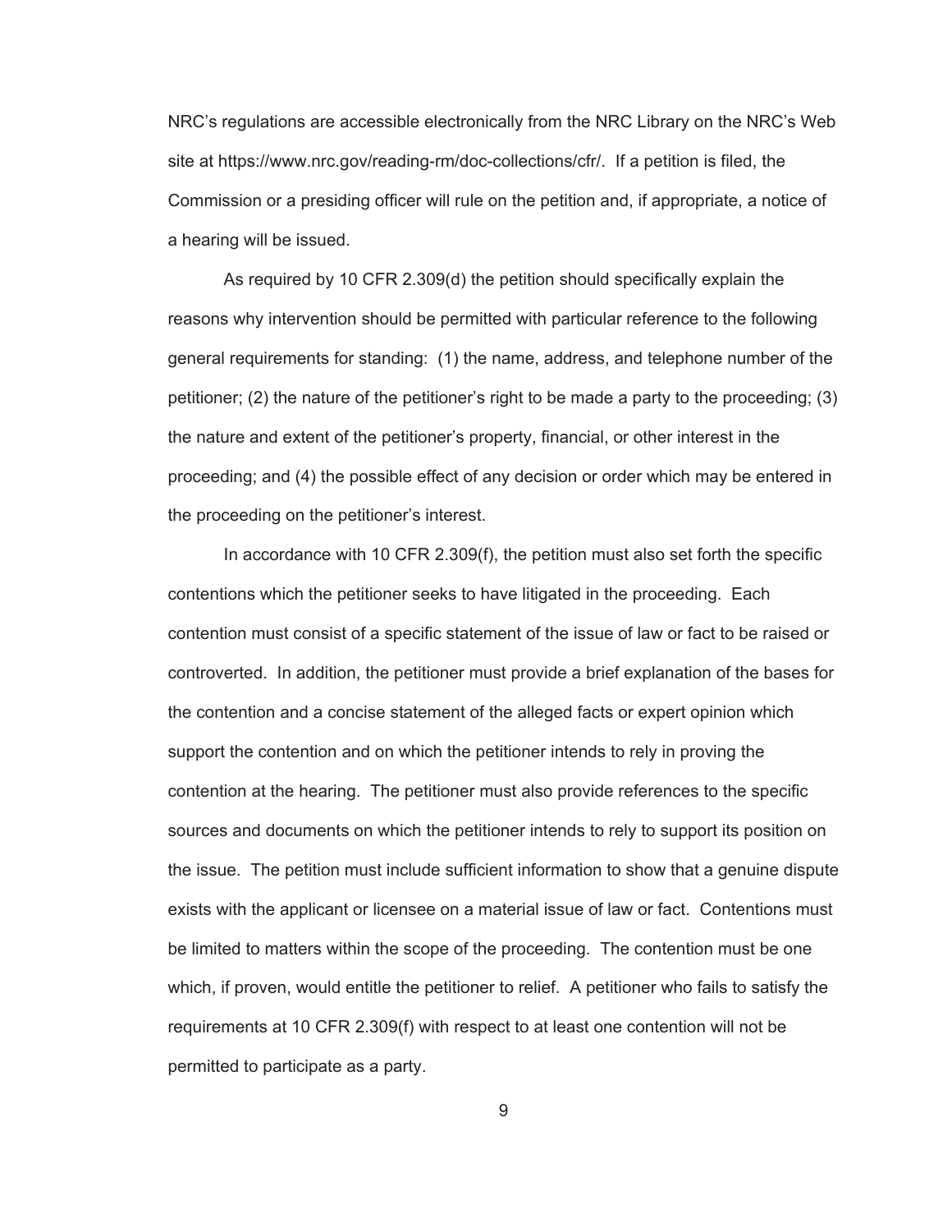NRC's regulations are accessible electronically from the NRC Library on the NRC's Web site at https://www.nrc.gov/reading-rm/doc-collections/cfr/. If a petition is filed, the Commission or a presiding officer will rule on the petition and, if appropriate, a notice of a hearing will be issued.

As required by 10 CFR 2.309(d) the petition should specifically explain the reasons why intervention should be permitted with particular reference to the following general requirements for standing: (1) the name, address, and telephone number of the petitioner; (2) the nature of the petitioner's right to be made a party to the proceeding; (3) the nature and extent of the petitioner's property, financial, or other interest in the proceeding; and (4) the possible effect of any decision or order which may be entered in the proceeding on the petitioner's interest.

In accordance with 10 CFR 2.309(f), the petition must also set forth the specific contentions which the petitioner seeks to have litigated in the proceeding. Each contention must consist of a specific statement of the issue of law or fact to be raised or controverted. In addition, the petitioner must provide a brief explanation of the bases for the contention and a concise statement of the alleged facts or expert opinion which support the contention and on which the petitioner intends to rely in proving the contention at the hearing. The petitioner must also provide references to the specific sources and documents on which the petitioner intends to rely to support its position on the issue. The petition must include sufficient information to show that a genuine dispute exists with the applicant or licensee on a material issue of law or fact. Contentions must be limited to matters within the scope of the proceeding. The contention must be one which, if proven, would entitle the petitioner to relief. A petitioner who fails to satisfy the requirements at 10 CFR 2.309(f) with respect to at least one contention will not be permitted to participate as a party.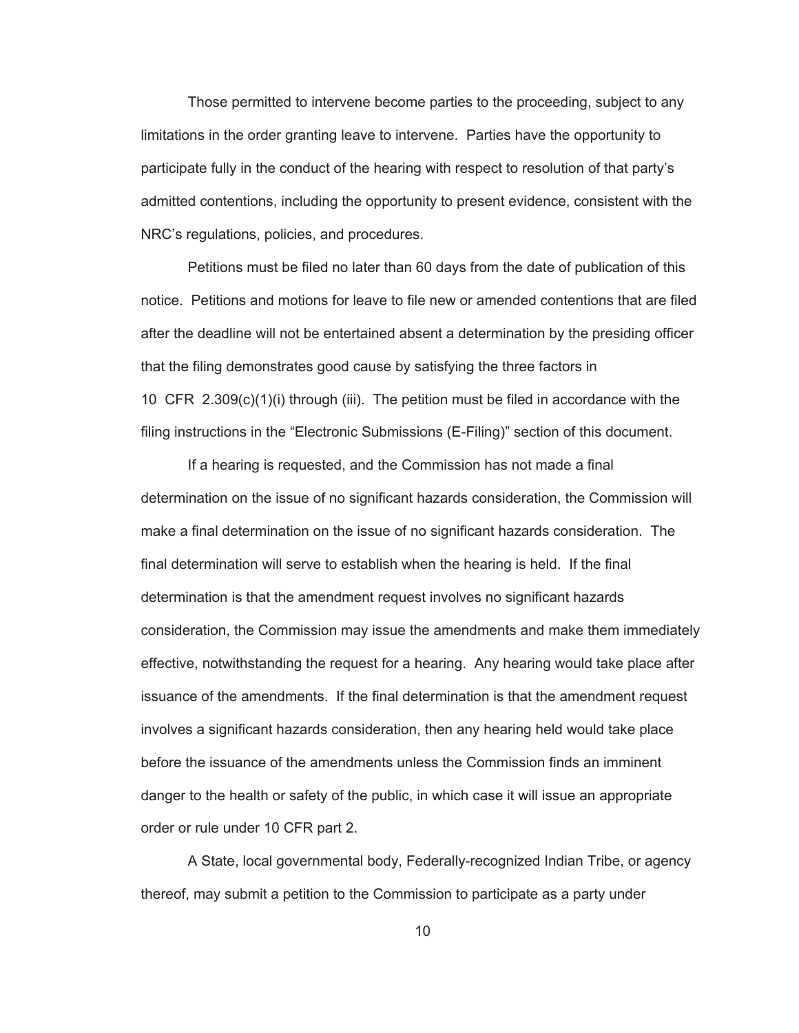Those permitted to intervene become parties to the proceeding, subject to any limitations in the order granting leave to intervene. Parties have the opportunity to participate fully in the conduct of the hearing with respect to resolution of that party's admitted contentions, including the opportunity to present evidence, consistent with the NRC's regulations, policies, and procedures.

Petitions must be filed no later than 60 days from the date of publication of this notice. Petitions and motions for leave to file new or amended contentions that are filed after the deadline will not be entertained absent a determination by the presiding officer that the filing demonstrates good cause by satisfying the three factors in 10 CFR 2.309(c)(1)(i) through (iii). The petition must be filed in accordance with the filing instructions in the "Electronic Submissions (E-Filing)" section of this document.

If a hearing is requested, and the Commission has not made a final determination on the issue of no significant hazards consideration, the Commission will make a final determination on the issue of no significant hazards consideration. The final determination will serve to establish when the hearing is held. If the final determination is that the amendment request involves no significant hazards consideration, the Commission may issue the amendments and make them immediately effective, notwithstanding the request for a hearing. Any hearing would take place after issuance of the amendments. If the final determination is that the amendment request involves a significant hazards consideration, then any hearing held would take place before the issuance of the amendments unless the Commission finds an imminent danger to the health or safety of the public, in which case it will issue an appropriate order or rule under 10 CFR part 2.

A State, local governmental body, Federally-recognized Indian Tribe, or agency thereof, may submit a petition to the Commission to participate as a party under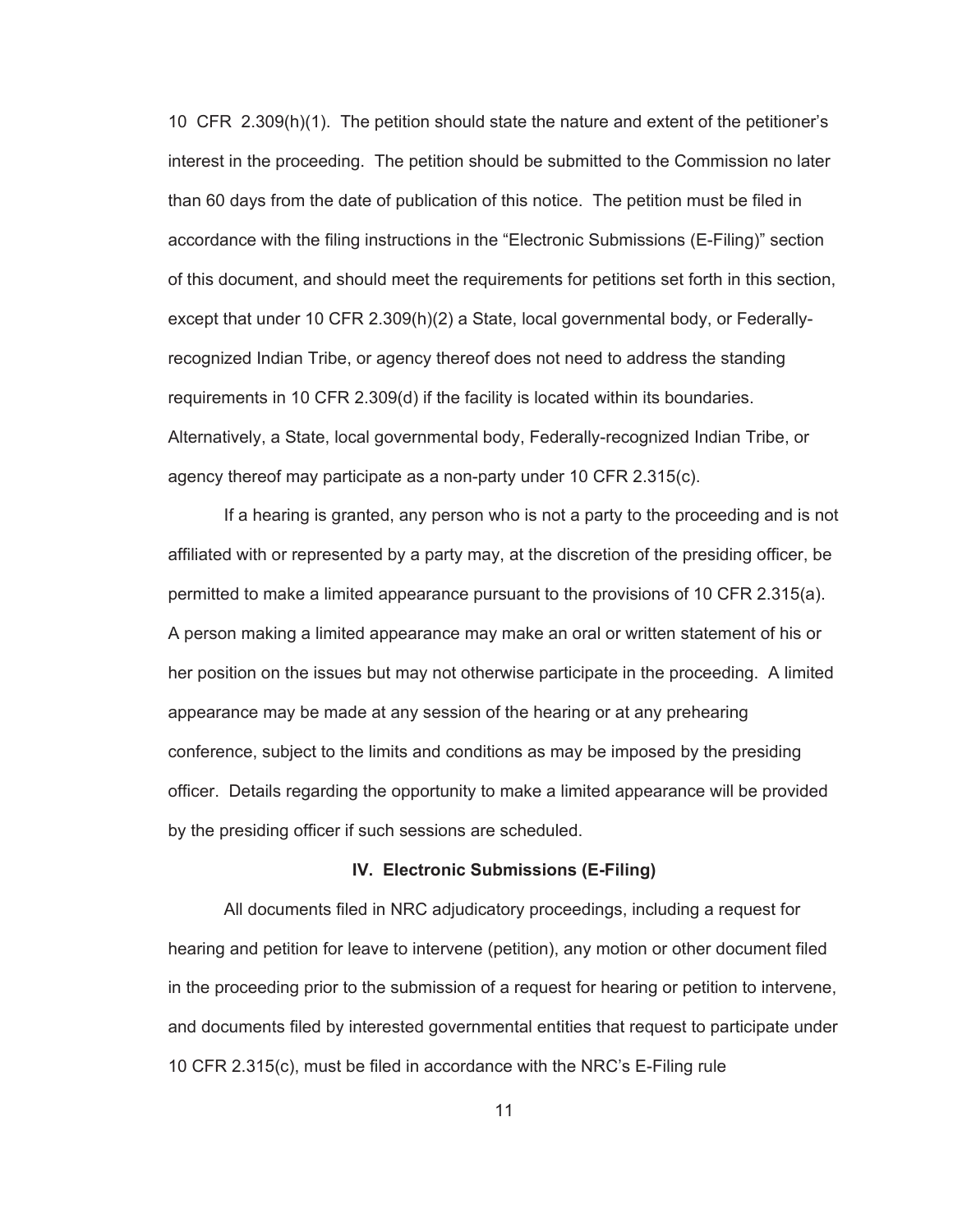10 CFR 2.309(h)(1). The petition should state the nature and extent of the petitioner's interest in the proceeding. The petition should be submitted to the Commission no later than 60 days from the date of publication of this notice. The petition must be filed in accordance with the filing instructions in the "Electronic Submissions (E-Filing)" section of this document, and should meet the requirements for petitions set forth in this section, except that under 10 CFR 2.309(h)(2) a State, local governmental body, or Federally-recognized Indian Tribe, or agency thereof does not need to address the standing requirements in 10 CFR 2.309(d) if the facility is located within its boundaries. Alternatively, a State, local governmental body, Federally-recognized Indian Tribe, or agency thereof may participate as a non-party under 10 CFR 2.315(c).

If a hearing is granted, any person who is not a party to the proceeding and is not affiliated with or represented by a party may, at the discretion of the presiding officer, be permitted to make a limited appearance pursuant to the provisions of 10 CFR 2.315(a). A person making a limited appearance may make an oral or written statement of his or her position on the issues but may not otherwise participate in the proceeding. A limited appearance may be made at any session of the hearing or at any prehearing conference, subject to the limits and conditions as may be imposed by the presiding officer. Details regarding the opportunity to make a limited appearance will be provided by the presiding officer if such sessions are scheduled.

## IV. Electronic Submissions (E-Filing)

All documents filed in NRC adjudicatory proceedings, including a request for hearing and petition for leave to intervene (petition), any motion or other document filed in the proceeding prior to the submission of a request for hearing or petition to intervene, and documents filed by interested governmental entities that request to participate under 10 CFR 2.315(c), must be filed in accordance with the NRC's E-Filing rule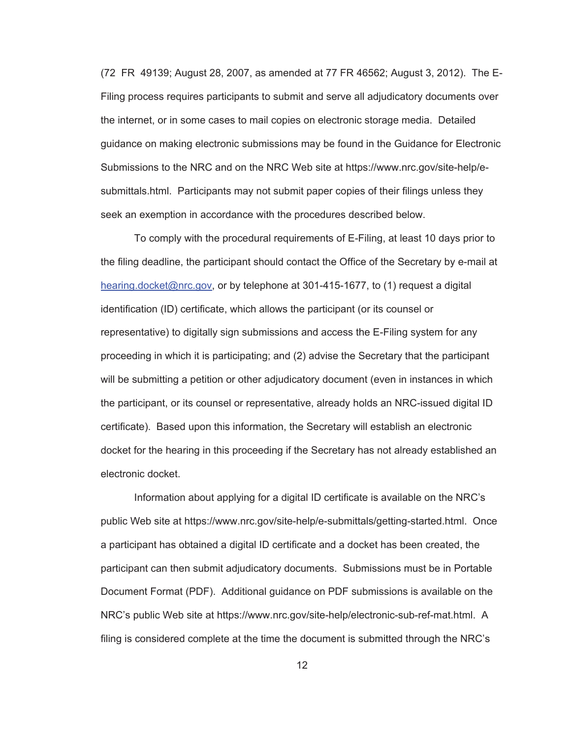(72 FR 49139; August 28, 2007, as amended at 77 FR 46562; August 3, 2012). The E-Filing process requires participants to submit and serve all adjudicatory documents over the internet, or in some cases to mail copies on electronic storage media. Detailed guidance on making electronic submissions may be found in the Guidance for Electronic Submissions to the NRC and on the NRC Web site at https://www.nrc.gov/site-help/e-submittals.html. Participants may not submit paper copies of their filings unless they seek an exemption in accordance with the procedures described below.

To comply with the procedural requirements of E-Filing, at least 10 days prior to the filing deadline, the participant should contact the Office of the Secretary by e-mail at hearing.docket@nrc.gov, or by telephone at 301-415-1677, to (1) request a digital identification (ID) certificate, which allows the participant (or its counsel or representative) to digitally sign submissions and access the E-Filing system for any proceeding in which it is participating; and (2) advise the Secretary that the participant will be submitting a petition or other adjudicatory document (even in instances in which the participant, or its counsel or representative, already holds an NRC-issued digital ID certificate). Based upon this information, the Secretary will establish an electronic docket for the hearing in this proceeding if the Secretary has not already established an electronic docket.

Information about applying for a digital ID certificate is available on the NRC's public Web site at https://www.nrc.gov/site-help/e-submittals/getting-started.html. Once a participant has obtained a digital ID certificate and a docket has been created, the participant can then submit adjudicatory documents. Submissions must be in Portable Document Format (PDF). Additional guidance on PDF submissions is available on the NRC's public Web site at https://www.nrc.gov/site-help/electronic-sub-ref-mat.html. A filing is considered complete at the time the document is submitted through the NRC's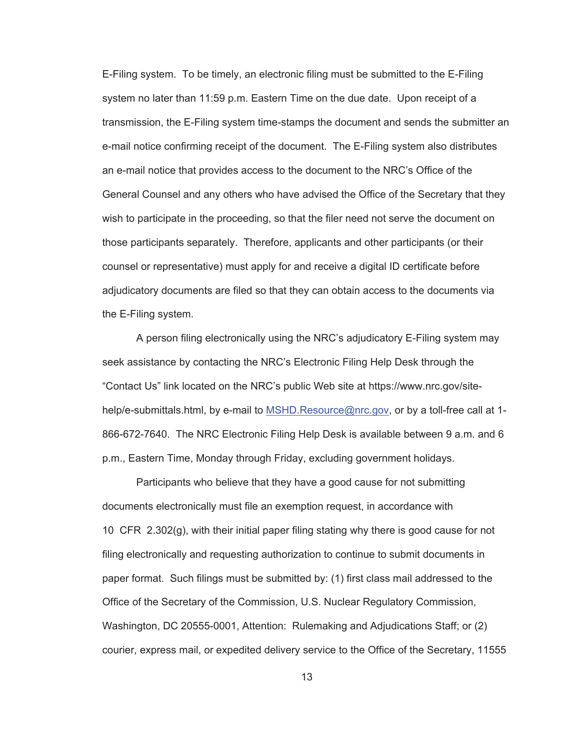E-Filing system. To be timely, an electronic filing must be submitted to the E-Filing system no later than 11:59 p.m. Eastern Time on the due date. Upon receipt of a transmission, the E-Filing system time-stamps the document and sends the submitter an e-mail notice confirming receipt of the document. The E-Filing system also distributes an e-mail notice that provides access to the document to the NRC's Office of the General Counsel and any others who have advised the Office of the Secretary that they wish to participate in the proceeding, so that the filer need not serve the document on those participants separately. Therefore, applicants and other participants (or their counsel or representative) must apply for and receive a digital ID certificate before adjudicatory documents are filed so that they can obtain access to the documents via the E-Filing system.

A person filing electronically using the NRC's adjudicatory E-Filing system may seek assistance by contacting the NRC's Electronic Filing Help Desk through the "Contact Us" link located on the NRC's public Web site at https://www.nrc.gov/site-help/e-submittals.html, by e-mail to MSHD.Resource@nrc.gov, or by a toll-free call at 1-866-672-7640. The NRC Electronic Filing Help Desk is available between 9 a.m. and 6 p.m., Eastern Time, Monday through Friday, excluding government holidays.

Participants who believe that they have a good cause for not submitting documents electronically must file an exemption request, in accordance with 10 CFR 2.302(g), with their initial paper filing stating why there is good cause for not filing electronically and requesting authorization to continue to submit documents in paper format. Such filings must be submitted by: (1) first class mail addressed to the Office of the Secretary of the Commission, U.S. Nuclear Regulatory Commission, Washington, DC 20555-0001, Attention: Rulemaking and Adjudications Staff; or (2) courier, express mail, or expedited delivery service to the Office of the Secretary, 11555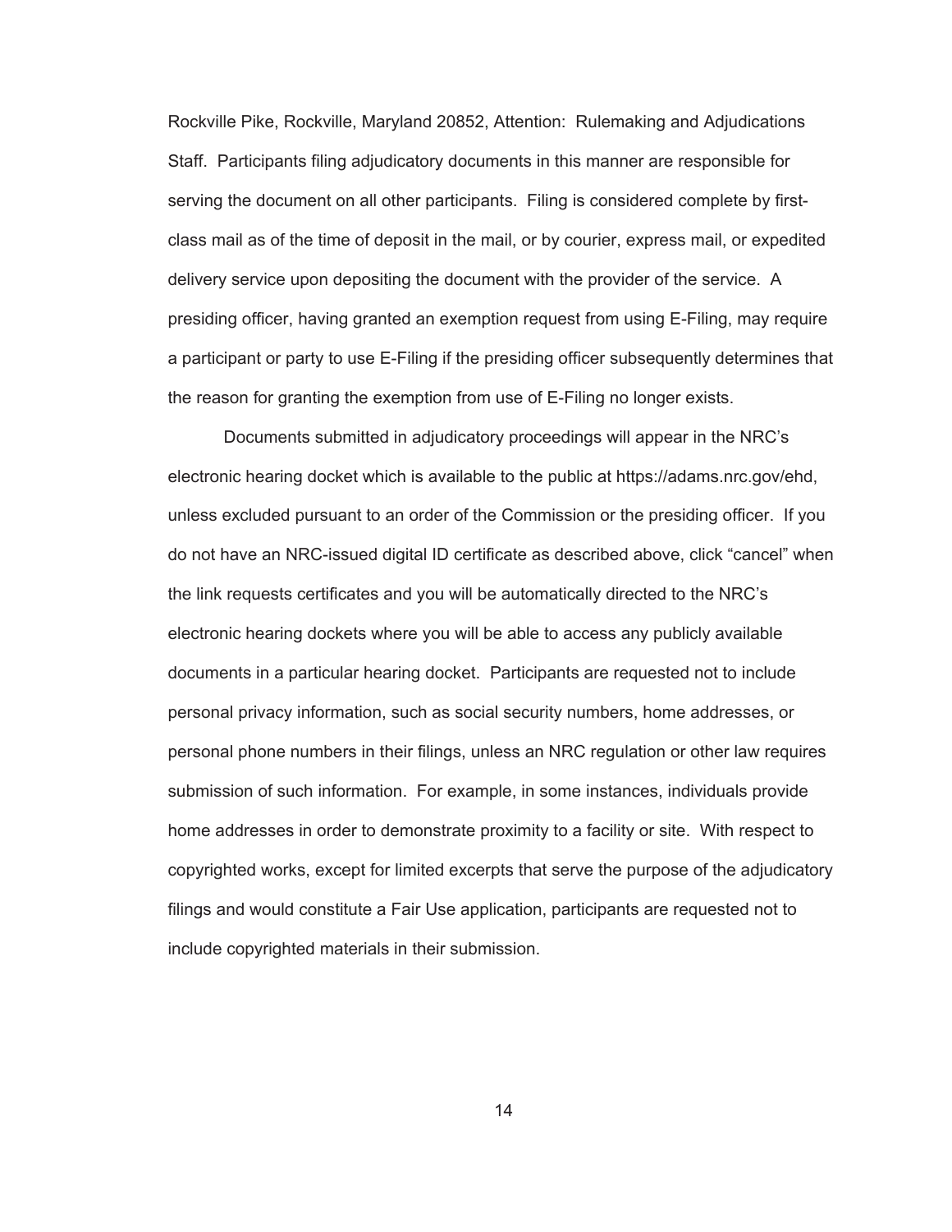Rockville Pike, Rockville, Maryland 20852, Attention: Rulemaking and Adjudications Staff. Participants filing adjudicatory documents in this manner are responsible for serving the document on all other participants. Filing is considered complete by first-class mail as of the time of deposit in the mail, or by courier, express mail, or expedited delivery service upon depositing the document with the provider of the service. A presiding officer, having granted an exemption request from using E-Filing, may require a participant or party to use E-Filing if the presiding officer subsequently determines that the reason for granting the exemption from use of E-Filing no longer exists.

Documents submitted in adjudicatory proceedings will appear in the NRC's electronic hearing docket which is available to the public at https://adams.nrc.gov/ehd, unless excluded pursuant to an order of the Commission or the presiding officer. If you do not have an NRC-issued digital ID certificate as described above, click "cancel" when the link requests certificates and you will be automatically directed to the NRC's electronic hearing dockets where you will be able to access any publicly available documents in a particular hearing docket. Participants are requested not to include personal privacy information, such as social security numbers, home addresses, or personal phone numbers in their filings, unless an NRC regulation or other law requires submission of such information. For example, in some instances, individuals provide home addresses in order to demonstrate proximity to a facility or site. With respect to copyrighted works, except for limited excerpts that serve the purpose of the adjudicatory filings and would constitute a Fair Use application, participants are requested not to include copyrighted materials in their submission.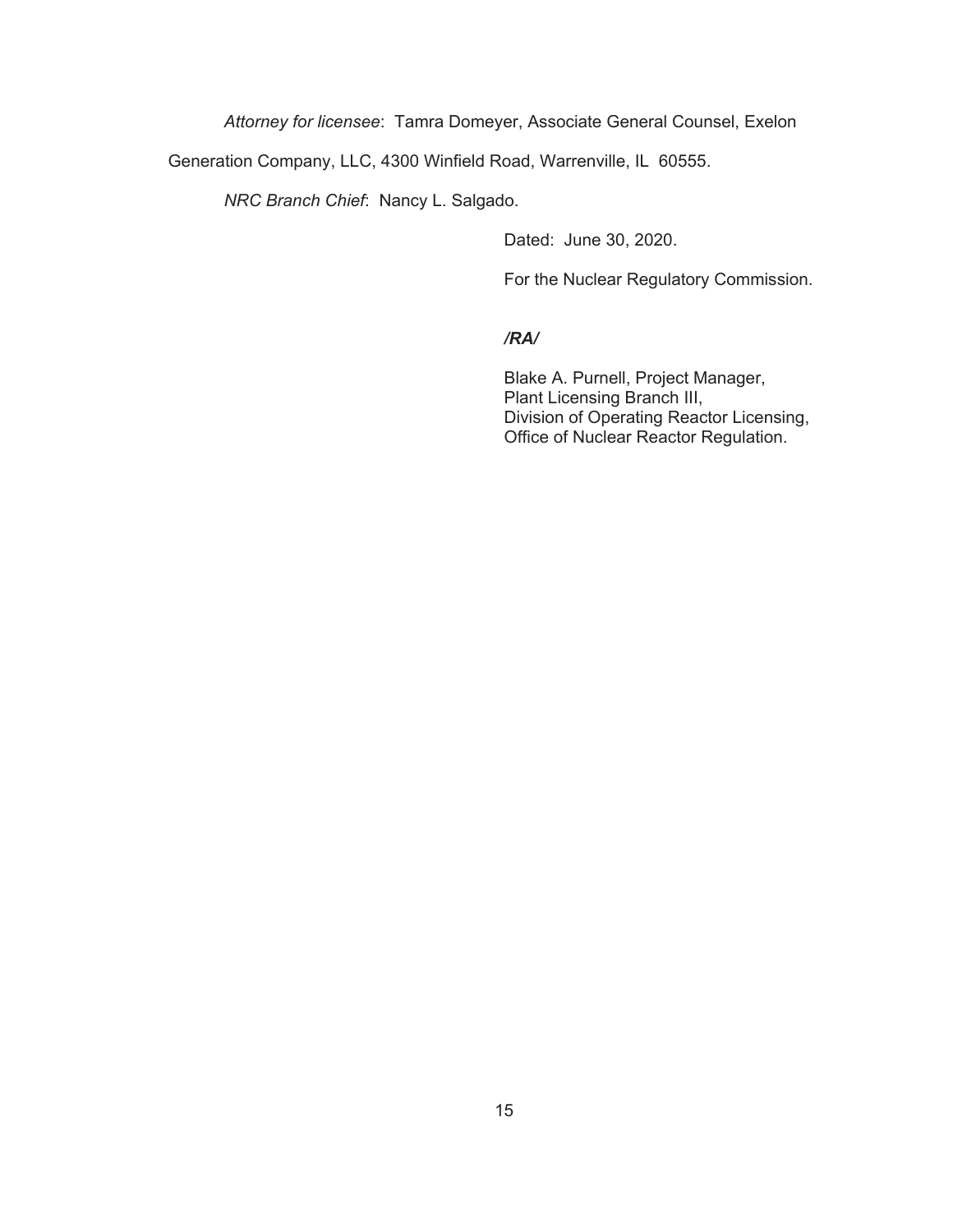*Attorney for licensee*: Tamra Domeyer, Associate General Counsel, Exelon Generation Company, LLC, 4300 Winfield Road, Warrenville, IL 60555.

*NRC Branch Chief*: Nancy L. Salgado.

Dated: June 30, 2020.

For the Nuclear Regulatory Commission.

***/RA/***

Blake A. Purnell, Project Manager,
Plant Licensing Branch III,
Division of Operating Reactor Licensing,
Office of Nuclear Reactor Regulation.